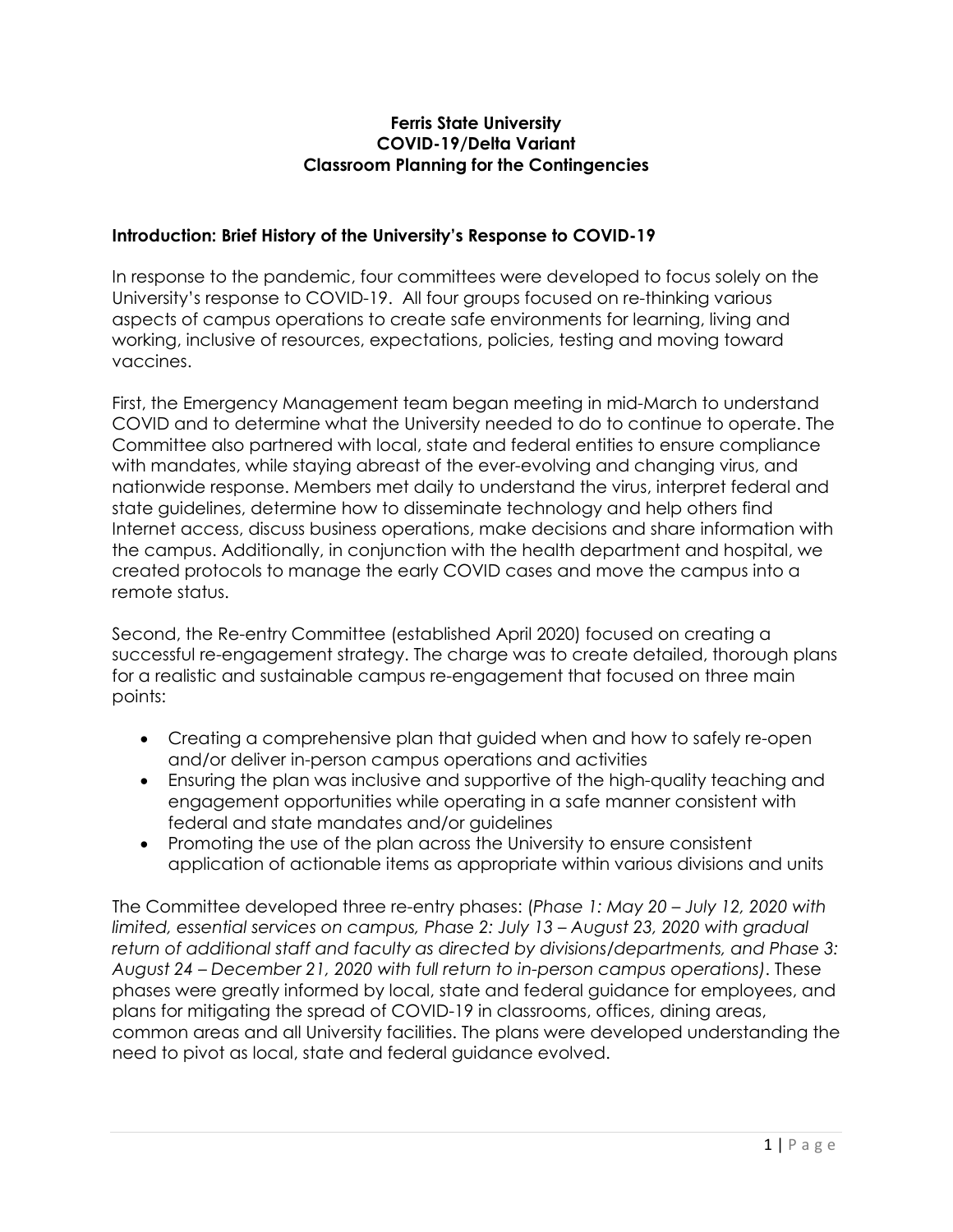# Ferris State University
# COVID-19/Delta Variant
# Classroom Planning for the Contingencies

## Introduction: Brief History of the University's Response to COVID-19

In response to the pandemic, four committees were developed to focus solely on the University's response to COVID-19. All four groups focused on re-thinking various aspects of campus operations to create safe environments for learning, living and working, inclusive of resources, expectations, policies, testing and moving toward vaccines.

First, the Emergency Management team began meeting in mid-March to understand COVID and to determine what the University needed to do to continue to operate. The Committee also partnered with local, state and federal entities to ensure compliance with mandates, while staying abreast of the ever-evolving and changing virus, and nationwide response. Members met daily to understand the virus, interpret federal and state guidelines, determine how to disseminate technology and help others find Internet access, discuss business operations, make decisions and share information with the campus. Additionally, in conjunction with the health department and hospital, we created protocols to manage the early COVID cases and move the campus into a remote status.

Second, the Re-entry Committee (established April 2020) focused on creating a successful re-engagement strategy. The charge was to create detailed, thorough plans for a realistic and sustainable campus re-engagement that focused on three main points:

- Creating a comprehensive plan that guided when and how to safely re-open and/or deliver in-person campus operations and activities
- Ensuring the plan was inclusive and supportive of the high-quality teaching and engagement opportunities while operating in a safe manner consistent with federal and state mandates and/or guidelines
- Promoting the use of the plan across the University to ensure consistent application of actionable items as appropriate within various divisions and units

The Committee developed three re-entry phases: (*Phase 1: May 20 – July 12, 2020 with limited, essential services on campus, Phase 2: July 13 – August 23, 2020 with gradual return of additional staff and faculty as directed by divisions/departments, and Phase 3: August 24 – December 21, 2020 with full return to in-person campus operations)*. These phases were greatly informed by local, state and federal guidance for employees, and plans for mitigating the spread of COVID-19 in classrooms, offices, dining areas, common areas and all University facilities. The plans were developed understanding the need to pivot as local, state and federal guidance evolved.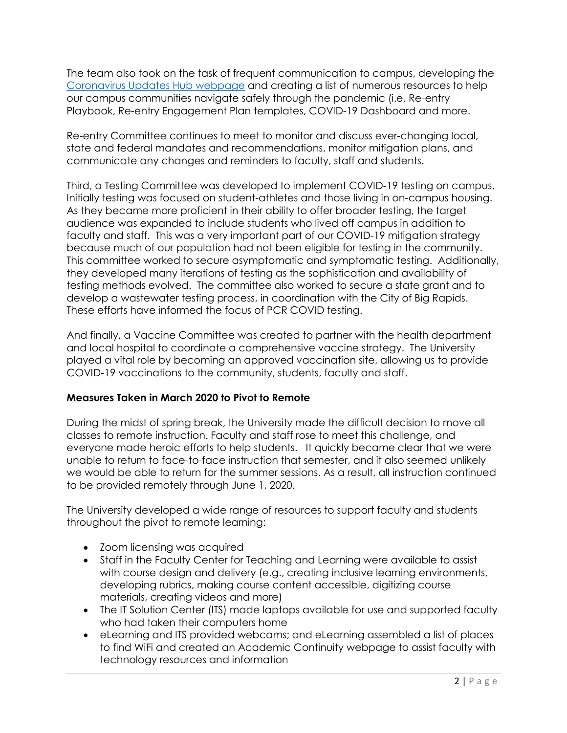The team also took on the task of frequent communication to campus, developing the [Coronavirus Updates Hub webpage]() and creating a list of numerous resources to help our campus communities navigate safely through the pandemic (i.e. Re-entry Playbook, Re-entry Engagement Plan templates, COVID-19 Dashboard and more.

Re-entry Committee continues to meet to monitor and discuss ever-changing local, state and federal mandates and recommendations, monitor mitigation plans, and communicate any changes and reminders to faculty, staff and students.

Third, a Testing Committee was developed to implement COVID-19 testing on campus. Initially testing was focused on student-athletes and those living in on-campus housing. As they became more proficient in their ability to offer broader testing, the target audience was expanded to include students who lived off campus in addition to faculty and staff. This was a very important part of our COVID-19 mitigation strategy because much of our population had not been eligible for testing in the community. This committee worked to secure asymptomatic and symptomatic testing. Additionally, they developed many iterations of testing as the sophistication and availability of testing methods evolved. The committee also worked to secure a state grant and to develop a wastewater testing process, in coordination with the City of Big Rapids. These efforts have informed the focus of PCR COVID testing.

And finally, a Vaccine Committee was created to partner with the health department and local hospital to coordinate a comprehensive vaccine strategy. The University played a vital role by becoming an approved vaccination site, allowing us to provide COVID-19 vaccinations to the community, students, faculty and staff.

**Measures Taken in March 2020 to Pivot to Remote**

During the midst of spring break, the University made the difficult decision to move all classes to remote instruction. Faculty and staff rose to meet this challenge, and everyone made heroic efforts to help students. It quickly became clear that we were unable to return to face-to-face instruction that semester, and it also seemed unlikely we would be able to return for the summer sessions. As a result, all instruction continued to be provided remotely through June 1, 2020.

The University developed a wide range of resources to support faculty and students throughout the pivot to remote learning:

- Zoom licensing was acquired
- Staff in the Faculty Center for Teaching and Learning were available to assist with course design and delivery (e.g., creating inclusive learning environments, developing rubrics, making course content accessible, digitizing course materials, creating videos and more)
- The IT Solution Center (ITS) made laptops available for use and supported faculty who had taken their computers home
- eLearning and ITS provided webcams; and eLearning assembled a list of places to find WiFi and created an Academic Continuity webpage to assist faculty with technology resources and information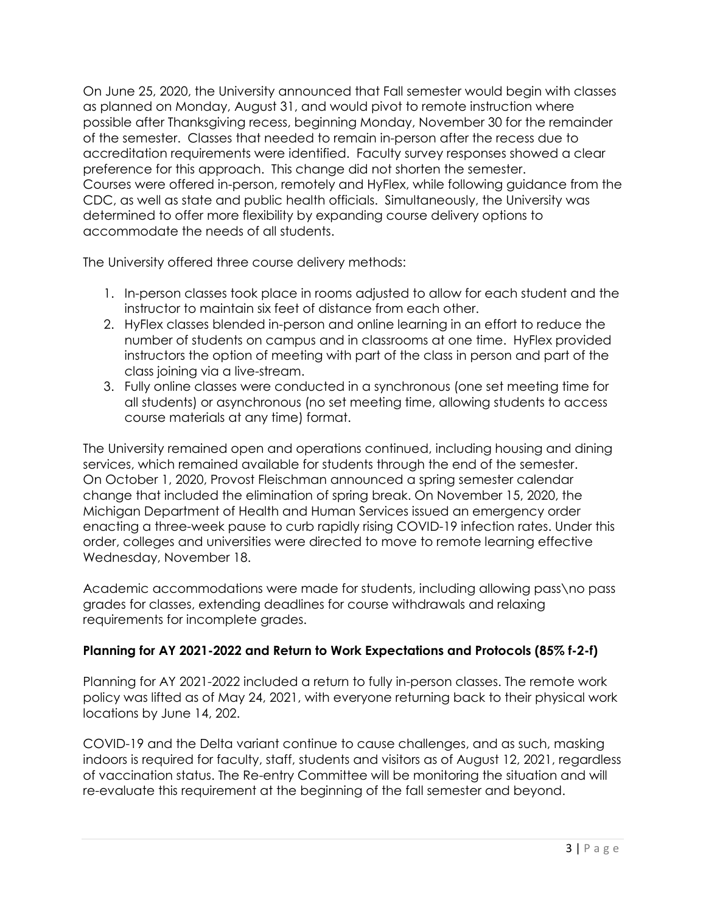On June 25, 2020, the University announced that Fall semester would begin with classes as planned on Monday, August 31, and would pivot to remote instruction where possible after Thanksgiving recess, beginning Monday, November 30 for the remainder of the semester. Classes that needed to remain in-person after the recess due to accreditation requirements were identified. Faculty survey responses showed a clear preference for this approach. This change did not shorten the semester.
Courses were offered in-person, remotely and HyFlex, while following guidance from the CDC, as well as state and public health officials. Simultaneously, the University was determined to offer more flexibility by expanding course delivery options to accommodate the needs of all students.

The University offered three course delivery methods:

1. In-person classes took place in rooms adjusted to allow for each student and the instructor to maintain six feet of distance from each other.
2. HyFlex classes blended in-person and online learning in an effort to reduce the number of students on campus and in classrooms at one time. HyFlex provided instructors the option of meeting with part of the class in person and part of the class joining via a live-stream.
3. Fully online classes were conducted in a synchronous (one set meeting time for all students) or asynchronous (no set meeting time, allowing students to access course materials at any time) format.

The University remained open and operations continued, including housing and dining services, which remained available for students through the end of the semester.
On October 1, 2020, Provost Fleischman announced a spring semester calendar change that included the elimination of spring break. On November 15, 2020, the Michigan Department of Health and Human Services issued an emergency order enacting a three-week pause to curb rapidly rising COVID-19 infection rates. Under this order, colleges and universities were directed to move to remote learning effective Wednesday, November 18.

Academic accommodations were made for students, including allowing pass\no pass grades for classes, extending deadlines for course withdrawals and relaxing requirements for incomplete grades.

**Planning for AY 2021-2022 and Return to Work Expectations and Protocols (85% f-2-f)**

Planning for AY 2021-2022 included a return to fully in-person classes. The remote work policy was lifted as of May 24, 2021, with everyone returning back to their physical work locations by June 14, 202.

COVID-19 and the Delta variant continue to cause challenges, and as such, masking indoors is required for faculty, staff, students and visitors as of August 12, 2021, regardless of vaccination status. The Re-entry Committee will be monitoring the situation and will re-evaluate this requirement at the beginning of the fall semester and beyond.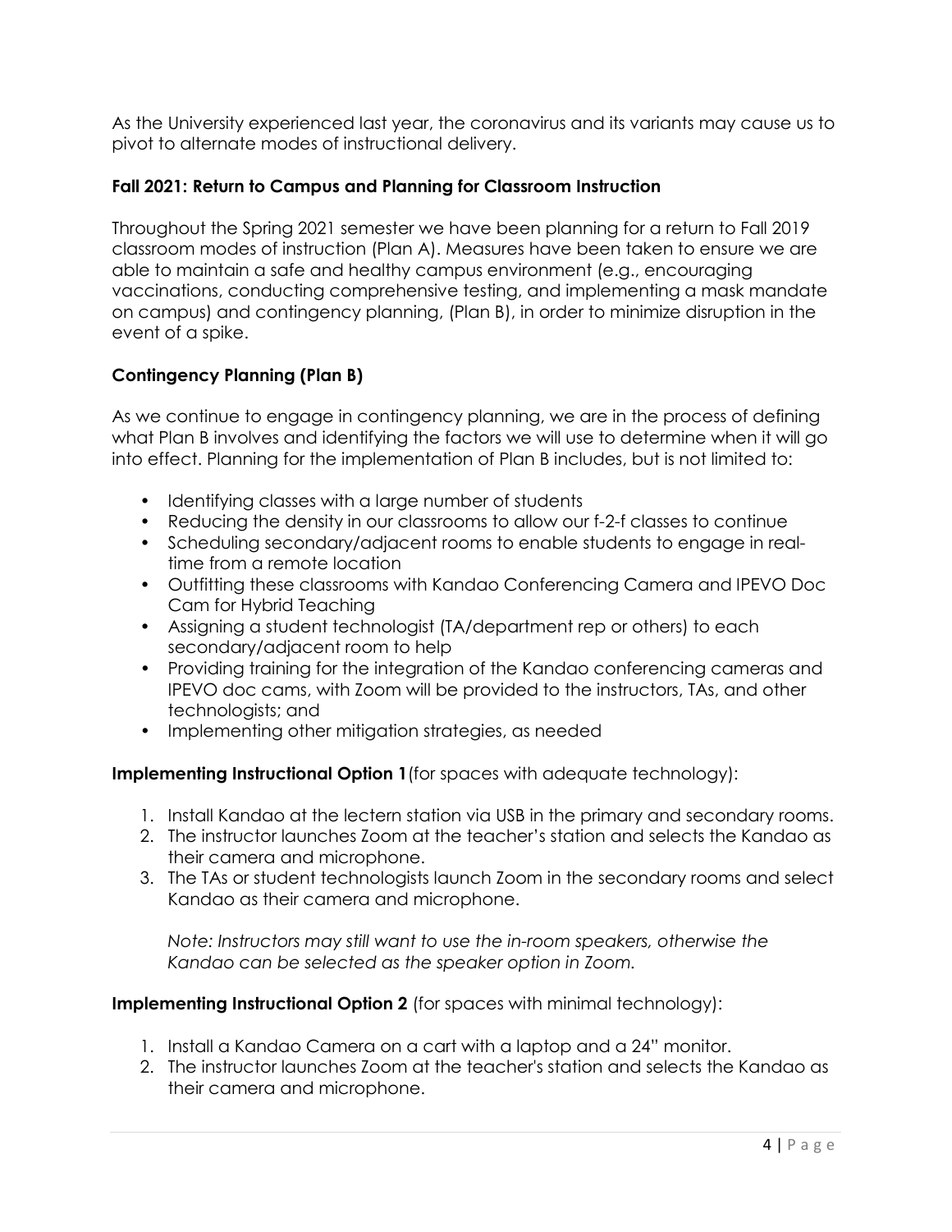As the University experienced last year, the coronavirus and its variants may cause us to pivot to alternate modes of instructional delivery.

### Fall 2021: Return to Campus and Planning for Classroom Instruction

Throughout the Spring 2021 semester we have been planning for a return to Fall 2019 classroom modes of instruction (Plan A). Measures have been taken to ensure we are able to maintain a safe and healthy campus environment (e.g., encouraging vaccinations, conducting comprehensive testing, and implementing a mask mandate on campus) and contingency planning, (Plan B), in order to minimize disruption in the event of a spike.

### Contingency Planning (Plan B)

As we continue to engage in contingency planning, we are in the process of defining what Plan B involves and identifying the factors we will use to determine when it will go into effect. Planning for the implementation of Plan B includes, but is not limited to:

- Identifying classes with a large number of students
- Reducing the density in our classrooms to allow our f-2-f classes to continue
- Scheduling secondary/adjacent rooms to enable students to engage in real-time from a remote location
- Outfitting these classrooms with Kandao Conferencing Camera and IPEVO Doc Cam for Hybrid Teaching
- Assigning a student technologist (TA/department rep or others) to each secondary/adjacent room to help
- Providing training for the integration of the Kandao conferencing cameras and IPEVO doc cams, with Zoom will be provided to the instructors, TAs, and other technologists; and
- Implementing other mitigation strategies, as needed

**Implementing Instructional Option 1** (for spaces with adequate technology):

1. Install Kandao at the lectern station via USB in the primary and secondary rooms.
2. The instructor launches Zoom at the teacher's station and selects the Kandao as their camera and microphone.
3. The TAs or student technologists launch Zoom in the secondary rooms and select Kandao as their camera and microphone.

   *Note: Instructors may still want to use the in-room speakers, otherwise the Kandao can be selected as the speaker option in Zoom.*

**Implementing Instructional Option 2** (for spaces with minimal technology):

1. Install a Kandao Camera on a cart with a laptop and a 24" monitor.
2. The instructor launches Zoom at the teacher's station and selects the Kandao as their camera and microphone.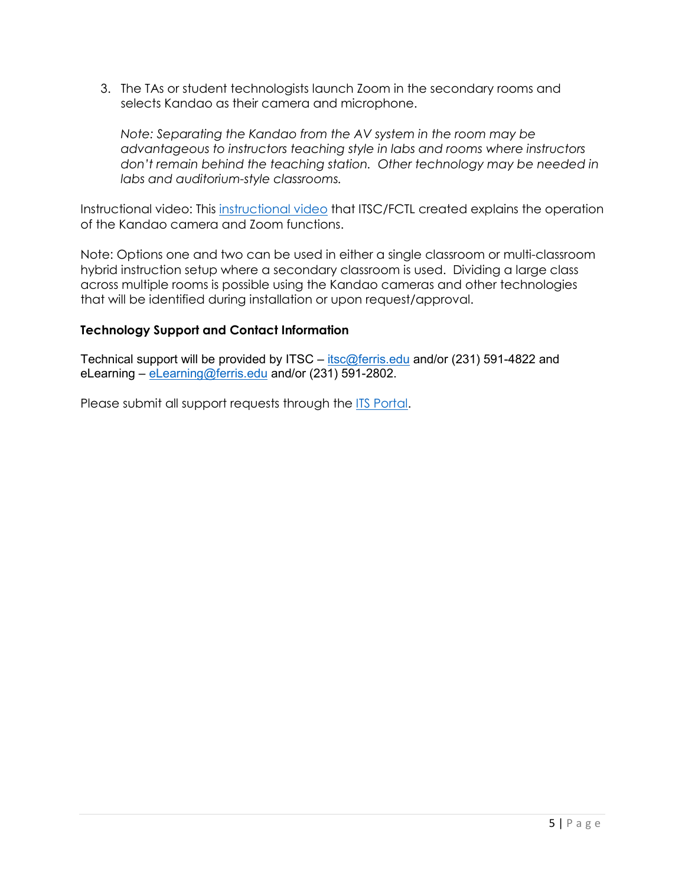3. The TAs or student technologists launch Zoom in the secondary rooms and selects Kandao as their camera and microphone.

   *Note: Separating the Kandao from the AV system in the room may be advantageous to instructors teaching style in labs and rooms where instructors don't remain behind the teaching station. Other technology may be needed in labs and auditorium-style classrooms.*

Instructional video: This [instructional video]() that ITSC/FCTL created explains the operation of the Kandao camera and Zoom functions.

Note: Options one and two can be used in either a single classroom or multi-classroom hybrid instruction setup where a secondary classroom is used. Dividing a large class across multiple rooms is possible using the Kandao cameras and other technologies that will be identified during installation or upon request/approval.

### Technology Support and Contact Information

Technical support will be provided by ITSC – itsc@ferris.edu and/or (231) 591-4822 and eLearning – eLearning@ferris.edu and/or (231) 591-2802.

Please submit all support requests through the [ITS Portal]().